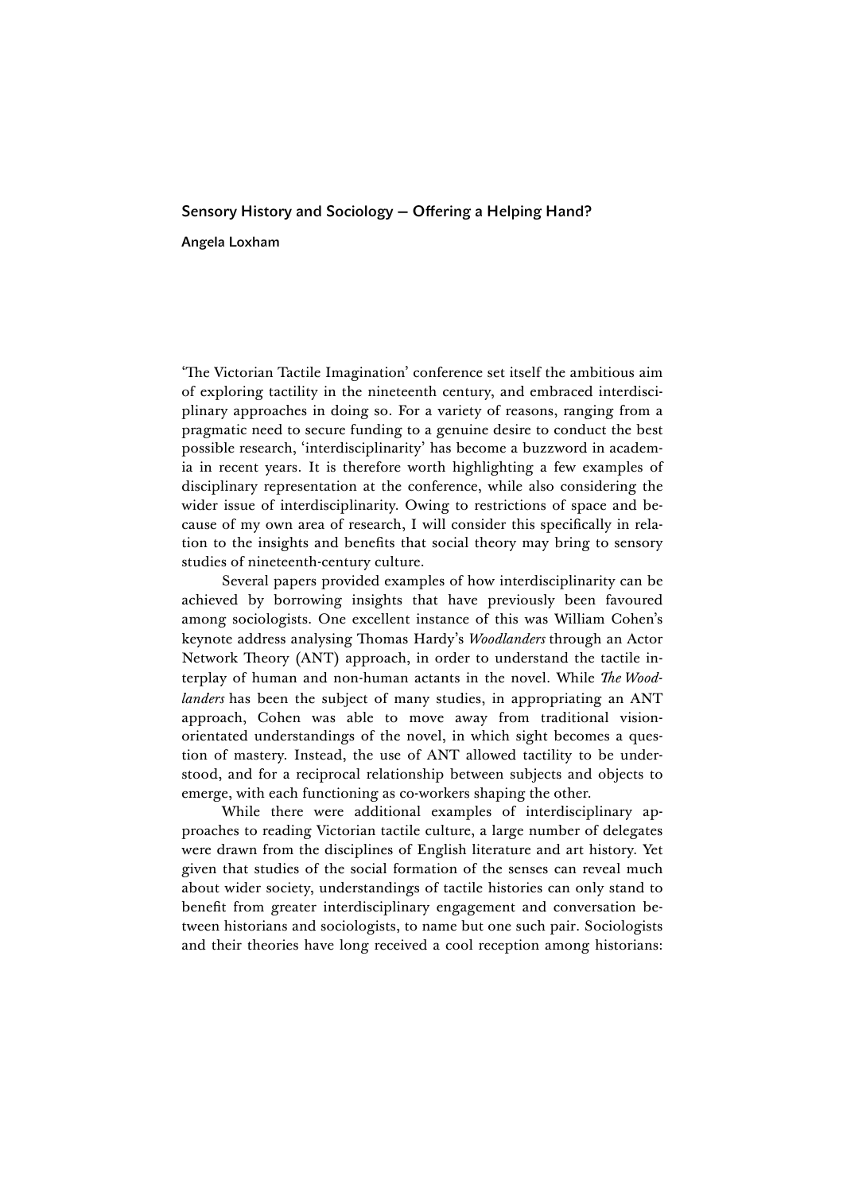# Sensory History and Sociology — Offering a Helping Hand?

**Angela Loxham**

'The Victorian Tactile Imagination' conference set itself the ambitious aim of exploring tactility in the nineteenth century, and embraced interdisciplinary approaches in doing so. For a variety of reasons, ranging from a pragmatic need to secure funding to a genuine desire to conduct the best possible research, 'interdisciplinarity' has become a buzzword in academia in recent years. It is therefore worth highlighting a few examples of disciplinary representation at the conference, while also considering the wider issue of interdisciplinarity. Owing to restrictions of space and because of my own area of research, I will consider this specifically in relation to the insights and benefits that social theory may bring to sensory studies of nineteenth-century culture.

Several papers provided examples of how interdisciplinarity can be achieved by borrowing insights that have previously been favoured among sociologists. One excellent instance of this was William Cohen's keynote address analysing Thomas Hardy's *Woodlanders* through an Actor Network Theory (ANT) approach, in order to understand the tactile interplay of human and non-human actants in the novel. While *The Woodlanders* has been the subject of many studies, in appropriating an ANT approach, Cohen was able to move away from traditional vision-orientated understandings of the novel, in which sight becomes a question of mastery. Instead, the use of ANT allowed tactility to be understood, and for a reciprocal relationship between subjects and objects to emerge, with each functioning as co-workers shaping the other.

While there were additional examples of interdisciplinary approaches to reading Victorian tactile culture, a large number of delegates were drawn from the disciplines of English literature and art history. Yet given that studies of the social formation of the senses can reveal much about wider society, understandings of tactile histories can only stand to benefit from greater interdisciplinary engagement and conversation between historians and sociologists, to name but one such pair. Sociologists and their theories have long received a cool reception among historians: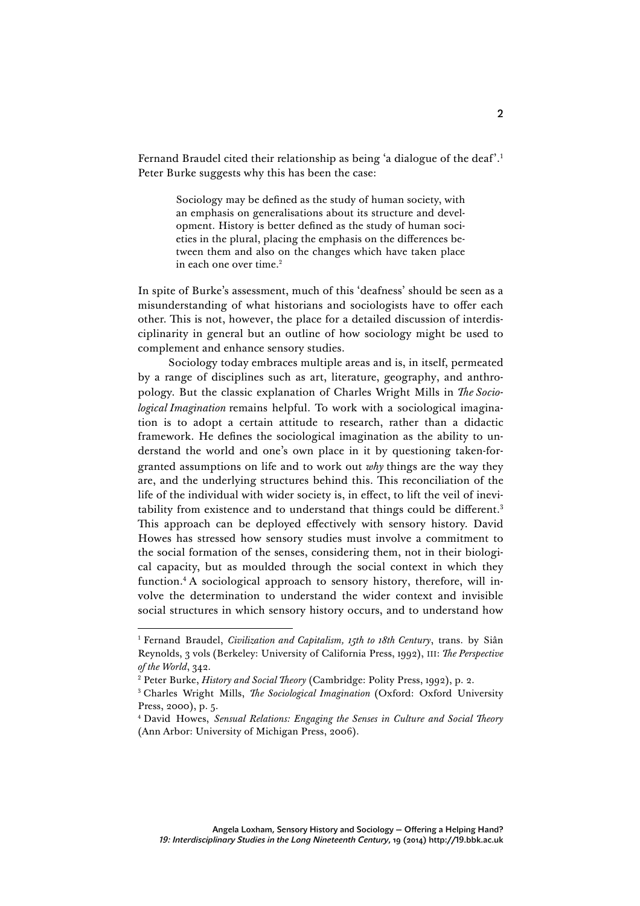Fernand Braudel cited their relationship as being 'a dialogue of the deaf'.[1] Peter Burke suggests why this has been the case:

> Sociology may be defined as the study of human society, with an emphasis on generalisations about its structure and development. History is better defined as the study of human societies in the plural, placing the emphasis on the differences between them and also on the changes which have taken place in each one over time.[2]

In spite of Burke's assessment, much of this 'deafness' should be seen as a misunderstanding of what historians and sociologists have to offer each other. This is not, however, the place for a detailed discussion of interdisciplinarity in general but an outline of how sociology might be used to complement and enhance sensory studies.

Sociology today embraces multiple areas and is, in itself, permeated by a range of disciplines such as art, literature, geography, and anthropology. But the classic explanation of Charles Wright Mills in *The Sociological Imagination* remains helpful. To work with a sociological imagination is to adopt a certain attitude to research, rather than a didactic framework. He defines the sociological imagination as the ability to understand the world and one's own place in it by questioning taken-for-granted assumptions on life and to work out *why* things are the way they are, and the underlying structures behind this. This reconciliation of the life of the individual with wider society is, in effect, to lift the veil of inevitability from existence and to understand that things could be different.[3] This approach can be deployed effectively with sensory history. David Howes has stressed how sensory studies must involve a commitment to the social formation of the senses, considering them, not in their biological capacity, but as moulded through the social context in which they function.[4] A sociological approach to sensory history, therefore, will involve the determination to understand the wider context and invisible social structures in which sensory history occurs, and to understand how

[1] Fernand Braudel, *Civilization and Capitalism, 15th to 18th Century*, trans. by Siân Reynolds, 3 vols (Berkeley: University of California Press, 1992), III: *The Perspective of the World*, 342.

[2] Peter Burke, *History and Social Theory* (Cambridge: Polity Press, 1992), p. 2.

[3] Charles Wright Mills, *The Sociological Imagination* (Oxford: Oxford University Press, 2000), p. 5.

[4] David Howes, *Sensual Relations: Engaging the Senses in Culture and Social Theory* (Ann Arbor: University of Michigan Press, 2006).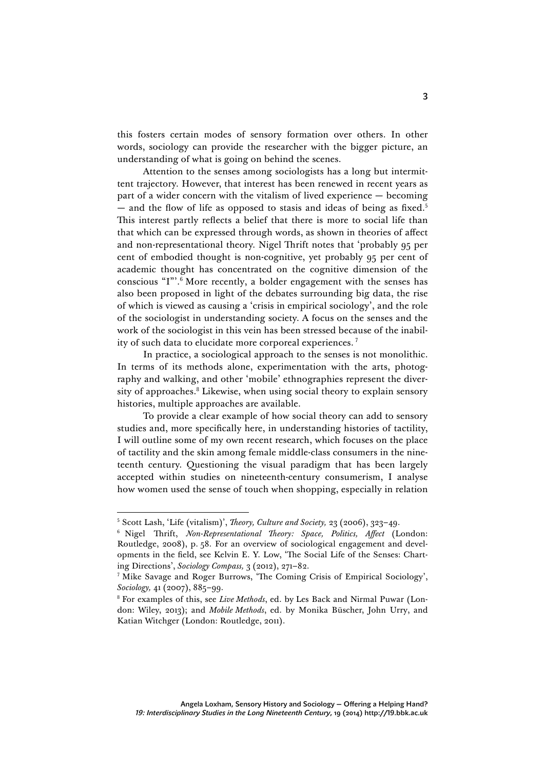this fosters certain modes of sensory formation over others. In other words, sociology can provide the researcher with the bigger picture, an understanding of what is going on behind the scenes.

Attention to the senses among sociologists has a long but intermittent trajectory. However, that interest has been renewed in recent years as part of a wider concern with the vitalism of lived experience — becoming — and the flow of life as opposed to stasis and ideas of being as fixed.[5] This interest partly reflects a belief that there is more to social life than that which can be expressed through words, as shown in theories of affect and non-representational theory. Nigel Thrift notes that 'probably 95 per cent of embodied thought is non-cognitive, yet probably 95 per cent of academic thought has concentrated on the cognitive dimension of the conscious "I"'.[6] More recently, a bolder engagement with the senses has also been proposed in light of the debates surrounding big data, the rise of which is viewed as causing a 'crisis in empirical sociology', and the role of the sociologist in understanding society. A focus on the senses and the work of the sociologist in this vein has been stressed because of the inability of such data to elucidate more corporeal experiences.[7]

In practice, a sociological approach to the senses is not monolithic. In terms of its methods alone, experimentation with the arts, photography and walking, and other 'mobile' ethnographies represent the diversity of approaches.[8] Likewise, when using social theory to explain sensory histories, multiple approaches are available.

To provide a clear example of how social theory can add to sensory studies and, more specifically here, in understanding histories of tactility, I will outline some of my own recent research, which focuses on the place of tactility and the skin among female middle-class consumers in the nineteenth century. Questioning the visual paradigm that has been largely accepted within studies on nineteenth-century consumerism, I analyse how women used the sense of touch when shopping, especially in relation

---

[5] Scott Lash, 'Life (vitalism)', *Theory, Culture and Society,* 23 (2006), 323–49.

[6] Nigel Thrift, *Non-Representational Theory: Space, Politics, Affect* (London: Routledge, 2008), p. 58. For an overview of sociological engagement and developments in the field, see Kelvin E. Y. Low, 'The Social Life of the Senses: Charting Directions', *Sociology Compass,* 3 (2012), 271–82.

[7] Mike Savage and Roger Burrows, 'The Coming Crisis of Empirical Sociology', *Sociology,* 41 (2007), 885–99.

[8] For examples of this, see *Live Methods*, ed. by Les Back and Nirmal Puwar (London: Wiley, 2013); and *Mobile Methods*, ed. by Monika Büscher, John Urry, and Katian Witchger (London: Routledge, 2011).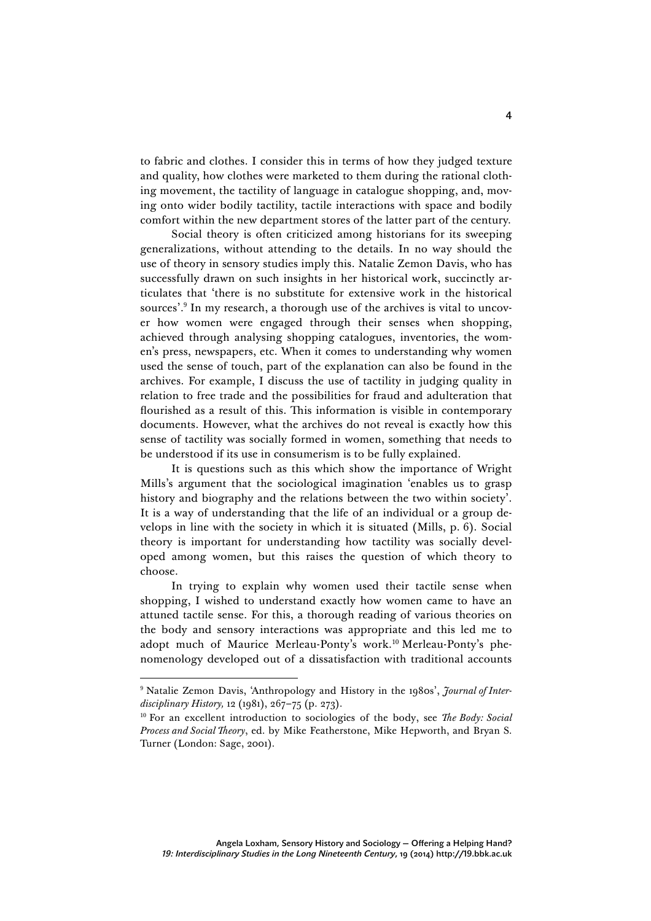to fabric and clothes. I consider this in terms of how they judged texture and quality, how clothes were marketed to them during the rational clothing movement, the tactility of language in catalogue shopping, and, moving onto wider bodily tactility, tactile interactions with space and bodily comfort within the new department stores of the latter part of the century.

Social theory is often criticized among historians for its sweeping generalizations, without attending to the details. In no way should the use of theory in sensory studies imply this. Natalie Zemon Davis, who has successfully drawn on such insights in her historical work, succinctly articulates that 'there is no substitute for extensive work in the historical sources'.[9] In my research, a thorough use of the archives is vital to uncover how women were engaged through their senses when shopping, achieved through analysing shopping catalogues, inventories, the women's press, newspapers, etc. When it comes to understanding why women used the sense of touch, part of the explanation can also be found in the archives. For example, I discuss the use of tactility in judging quality in relation to free trade and the possibilities for fraud and adulteration that flourished as a result of this. This information is visible in contemporary documents. However, what the archives do not reveal is exactly how this sense of tactility was socially formed in women, something that needs to be understood if its use in consumerism is to be fully explained.

It is questions such as this which show the importance of Wright Mills's argument that the sociological imagination 'enables us to grasp history and biography and the relations between the two within society'. It is a way of understanding that the life of an individual or a group develops in line with the society in which it is situated (Mills, p. 6). Social theory is important for understanding how tactility was socially developed among women, but this raises the question of which theory to choose.

In trying to explain why women used their tactile sense when shopping, I wished to understand exactly how women came to have an attuned tactile sense. For this, a thorough reading of various theories on the body and sensory interactions was appropriate and this led me to adopt much of Maurice Merleau-Ponty's work.[10] Merleau-Ponty's phenomenology developed out of a dissatisfaction with traditional accounts

---

[9] Natalie Zemon Davis, 'Anthropology and History in the 1980s', *Journal of Interdisciplinary History,* 12 (1981), 267–75 (p. 273).

[10] For an excellent introduction to sociologies of the body, see *The Body: Social Process and Social Theory*, ed. by Mike Featherstone, Mike Hepworth, and Bryan S. Turner (London: Sage, 2001).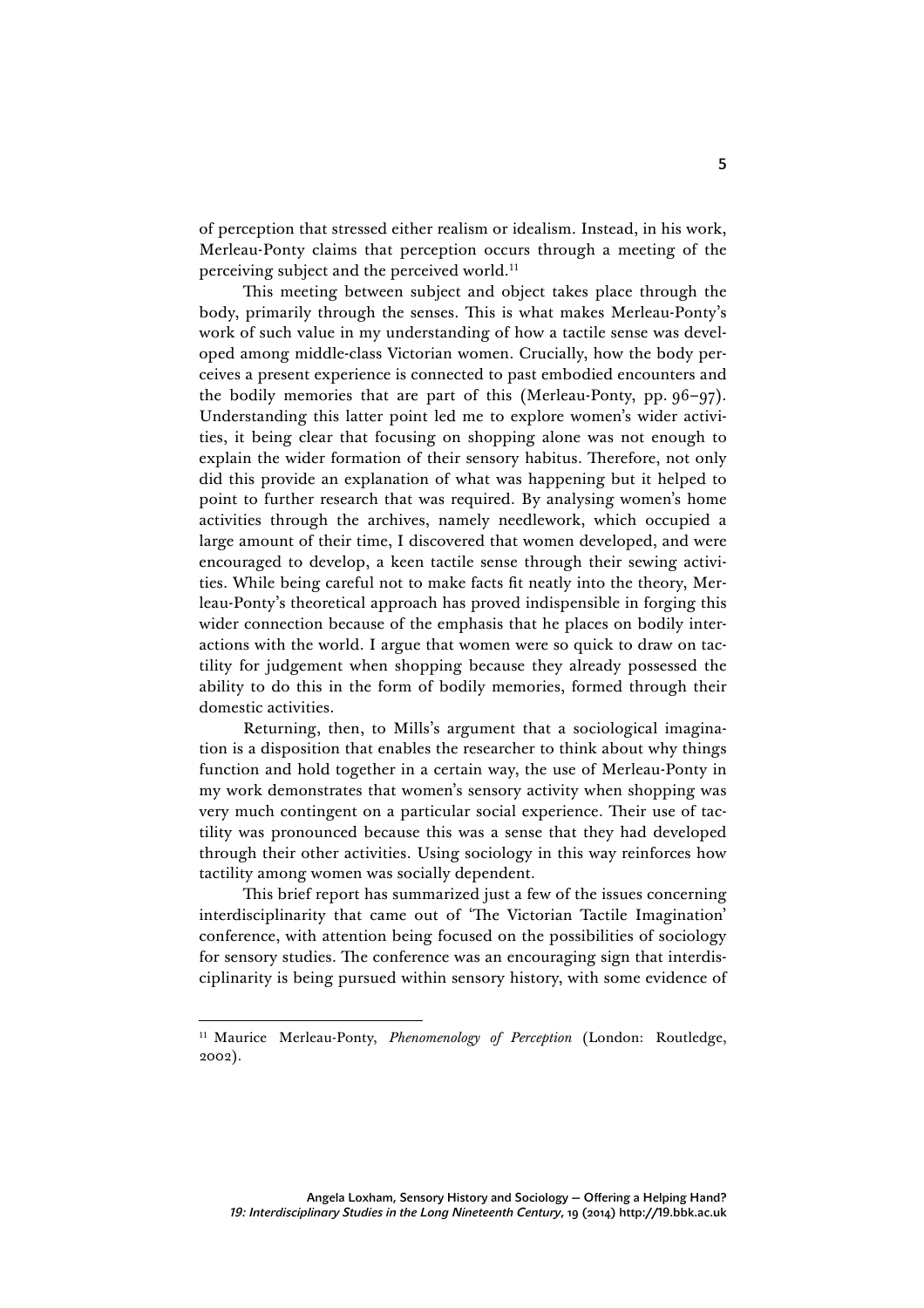of perception that stressed either realism or idealism. Instead, in his work, Merleau-Ponty claims that perception occurs through a meeting of the perceiving subject and the perceived world.[11]

This meeting between subject and object takes place through the body, primarily through the senses. This is what makes Merleau-Ponty's work of such value in my understanding of how a tactile sense was developed among middle-class Victorian women. Crucially, how the body perceives a present experience is connected to past embodied encounters and the bodily memories that are part of this (Merleau-Ponty, pp. 96–97). Understanding this latter point led me to explore women's wider activities, it being clear that focusing on shopping alone was not enough to explain the wider formation of their sensory habitus. Therefore, not only did this provide an explanation of what was happening but it helped to point to further research that was required. By analysing women's home activities through the archives, namely needlework, which occupied a large amount of their time, I discovered that women developed, and were encouraged to develop, a keen tactile sense through their sewing activities. While being careful not to make facts fit neatly into the theory, Merleau-Ponty's theoretical approach has proved indispensible in forging this wider connection because of the emphasis that he places on bodily interactions with the world. I argue that women were so quick to draw on tactility for judgement when shopping because they already possessed the ability to do this in the form of bodily memories, formed through their domestic activities.

Returning, then, to Mills's argument that a sociological imagination is a disposition that enables the researcher to think about why things function and hold together in a certain way, the use of Merleau-Ponty in my work demonstrates that women's sensory activity when shopping was very much contingent on a particular social experience. Their use of tactility was pronounced because this was a sense that they had developed through their other activities. Using sociology in this way reinforces how tactility among women was socially dependent.

This brief report has summarized just a few of the issues concerning interdisciplinarity that came out of 'The Victorian Tactile Imagination' conference, with attention being focused on the possibilities of sociology for sensory studies. The conference was an encouraging sign that interdisciplinarity is being pursued within sensory history, with some evidence of

---

[11] Maurice Merleau-Ponty, *Phenomenology of Perception* (London: Routledge, 2002).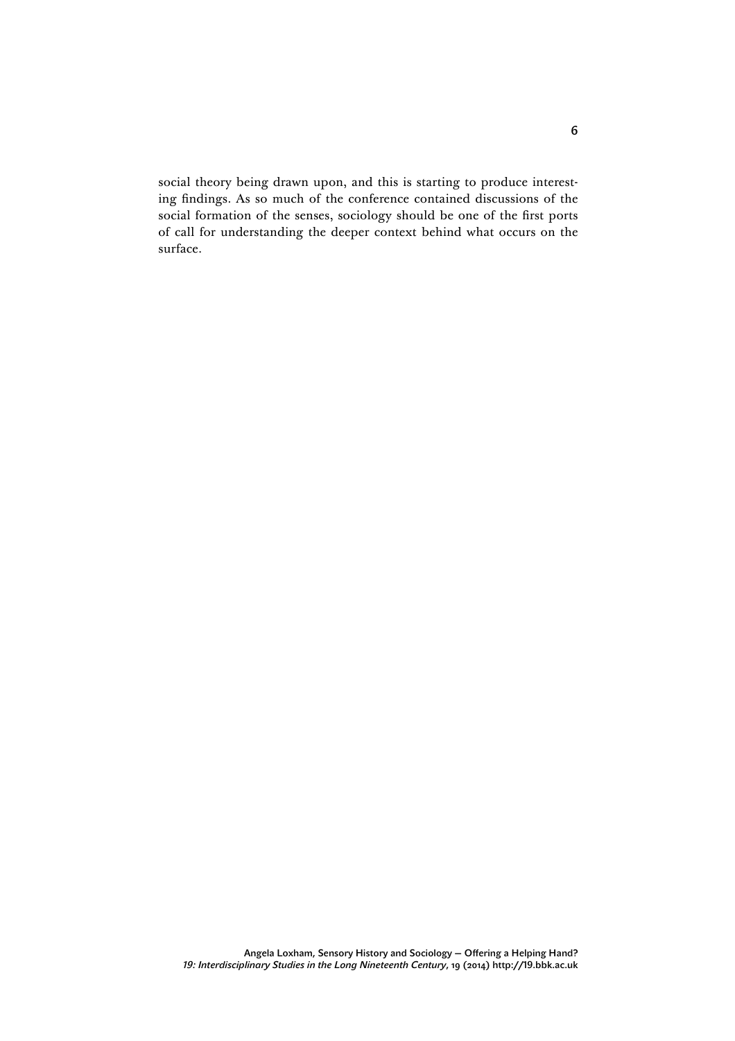social theory being drawn upon, and this is starting to produce interesting findings. As so much of the conference contained discussions of the social formation of the senses, sociology should be one of the first ports of call for understanding the deeper context behind what occurs on the surface.